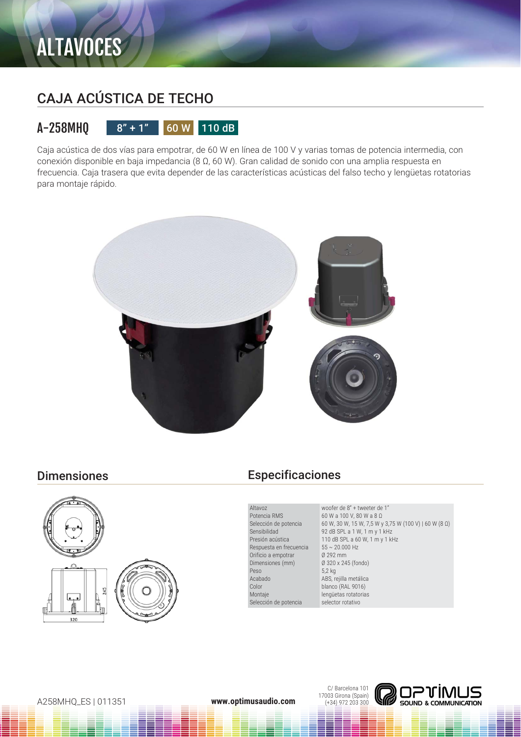# ALTAVOCES

## CAJA ACÚSTICA DE TECHO

### A-258MHQ

8" + 1" | 60 W | 110 dB

Caja acústica de dos vías para empotrar, de 60 W en línea de 100 V y varias tomas de potencia intermedia, con conexión disponible en baja impedancia (8 Ω, 60 W). Gran calidad de sonido con una amplia respuesta en frecuencia. Caja trasera que evita depender de las características acústicas del falso techo y lengüetas rotatorias para montaje rápido.

## Dimensiones

245

320

## Especificaciones

| | |
|---|---|
| Altavoz | woofer de 8" + tweeter de 1" |
| Potencia RMS | 60 W a 100 V, 80 W a 8 Ω |
| Selección de potencia | 60 W, 30 W, 15 W, 7,5 W y 3,75 W (100 V) \| 60 W (8 Ω) |
| Sensibilidad | 92 dB SPL a 1 W, 1 m y 1 kHz |
| Presión acústica | 110 dB SPL a 60 W, 1 m y 1 kHz |
| Respuesta en frecuencia | 55 ~ 20.000 Hz |
| Orificio a empotrar | Ø 292 mm |
| Dimensiones (mm) | Ø 320 x 245 (fondo) |
| Peso | 5,2 kg |
| Acabado | ABS, rejilla metálica |
| Color | blanco (RAL 9016) |
| Montaje | lengüetas rotatorias |
| Selección de potencia | selector rotativo |

A258MHQ_ES | 011351

www.optimusaudio.com

C/ Barcelona 101
17003 Girona (Spain)
(+34) 972 203 300

OPTIMUS SOUND & COMMUNICATION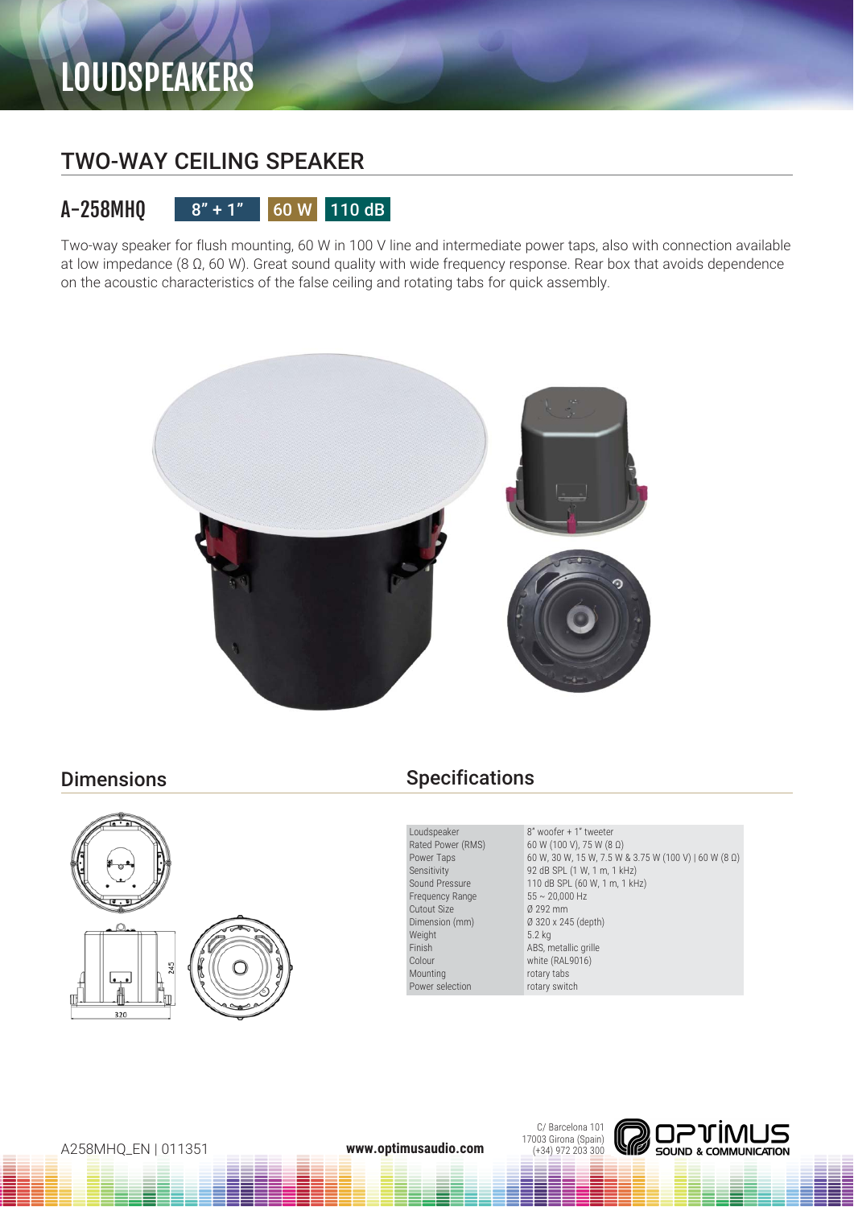# LOUDSPEAKERS

## TWO-WAY CEILING SPEAKER

### A-258MHQ

8" + 1" | 60 W | 110 dB

Two-way speaker for flush mounting, 60 W in 100 V line and intermediate power taps, also with connection available at low impedance (8 Ω, 60 W). Great sound quality with wide frequency response. Rear box that avoids dependence on the acoustic characteristics of the false ceiling and rotating tabs for quick assembly.

## Dimensions

245

320

## Specifications

| | |
|---|---|
| Loudspeaker | 8" woofer + 1" tweeter |
| Rated Power (RMS) | 60 W (100 V), 75 W (8 Ω) |
| Power Taps | 60 W, 30 W, 15 W, 7.5 W & 3.75 W (100 V) \| 60 W (8 Ω) |
| Sensitivity | 92 dB SPL (1 W, 1 m, 1 kHz) |
| Sound Pressure | 110 dB SPL (60 W, 1 m, 1 kHz) |
| Frequency Range | 55 ~ 20,000 Hz |
| Cutout Size | Ø 292 mm |
| Dimension (mm) | Ø 320 x 245 (depth) |
| Weight | 5.2 kg |
| Finish | ABS, metallic grille |
| Colour | white (RAL9016) |
| Mounting | rotary tabs |
| Power selection | rotary switch |

A258MHQ_EN | 011351

www.optimusaudio.com

C/ Barcelona 101
17003 Girona (Spain)
(+34) 972 203 300

OPTIMUS SOUND & COMMUNICATION